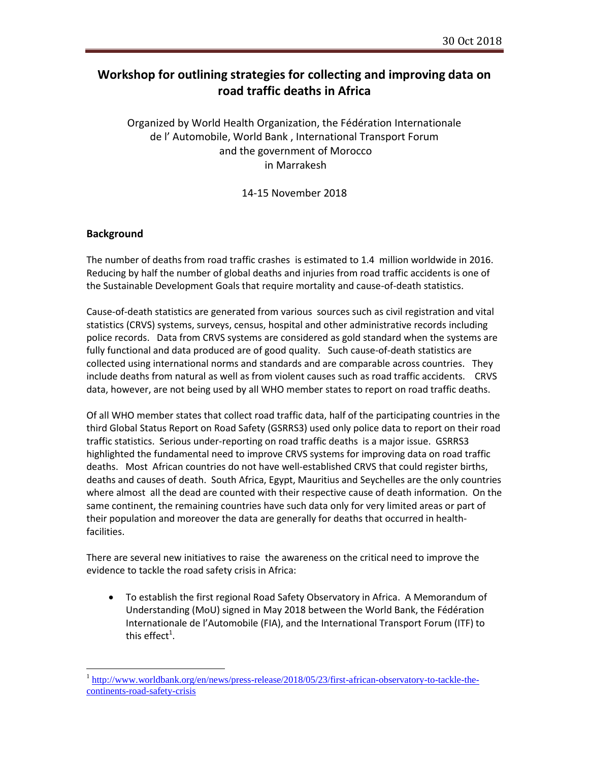30 Oct 2018

# Workshop for outlining strategies for collecting and improving data on road traffic deaths in Africa

Organized by World Health Organization, the Fédération Internationale de l' Automobile, World Bank , International Transport Forum and the government of Morocco in Marrakesh

14-15 November 2018

## Background

The number of deaths from road traffic crashes is estimated to 1.4 million worldwide in 2016. Reducing by half the number of global deaths and injuries from road traffic accidents is one of the Sustainable Development Goals that require mortality and cause-of-death statistics.

Cause-of-death statistics are generated from various sources such as civil registration and vital statistics (CRVS) systems, surveys, census, hospital and other administrative records including police records. Data from CRVS systems are considered as gold standard when the systems are fully functional and data produced are of good quality. Such cause-of-death statistics are collected using international norms and standards and are comparable across countries. They include deaths from natural as well as from violent causes such as road traffic accidents. CRVS data, however, are not being used by all WHO member states to report on road traffic deaths.

Of all WHO member states that collect road traffic data, half of the participating countries in the third Global Status Report on Road Safety (GSRRS3) used only police data to report on their road traffic statistics. Serious under-reporting on road traffic deaths is a major issue. GSRRS3 highlighted the fundamental need to improve CRVS systems for improving data on road traffic deaths. Most African countries do not have well-established CRVS that could register births, deaths and causes of death. South Africa, Egypt, Mauritius and Seychelles are the only countries where almost all the dead are counted with their respective cause of death information. On the same continent, the remaining countries have such data only for very limited areas or part of their population and moreover the data are generally for deaths that occurred in health-facilities.

There are several new initiatives to raise the awareness on the critical need to improve the evidence to tackle the road safety crisis in Africa:

- To establish the first regional Road Safety Observatory in Africa. A Memorandum of Understanding (MoU) signed in May 2018 between the World Bank, the Fédération Internationale de l'Automobile (FIA), and the International Transport Forum (ITF) to this effect[1].

---

[1] http://www.worldbank.org/en/news/press-release/2018/05/23/first-african-observatory-to-tackle-the-continents-road-safety-crisis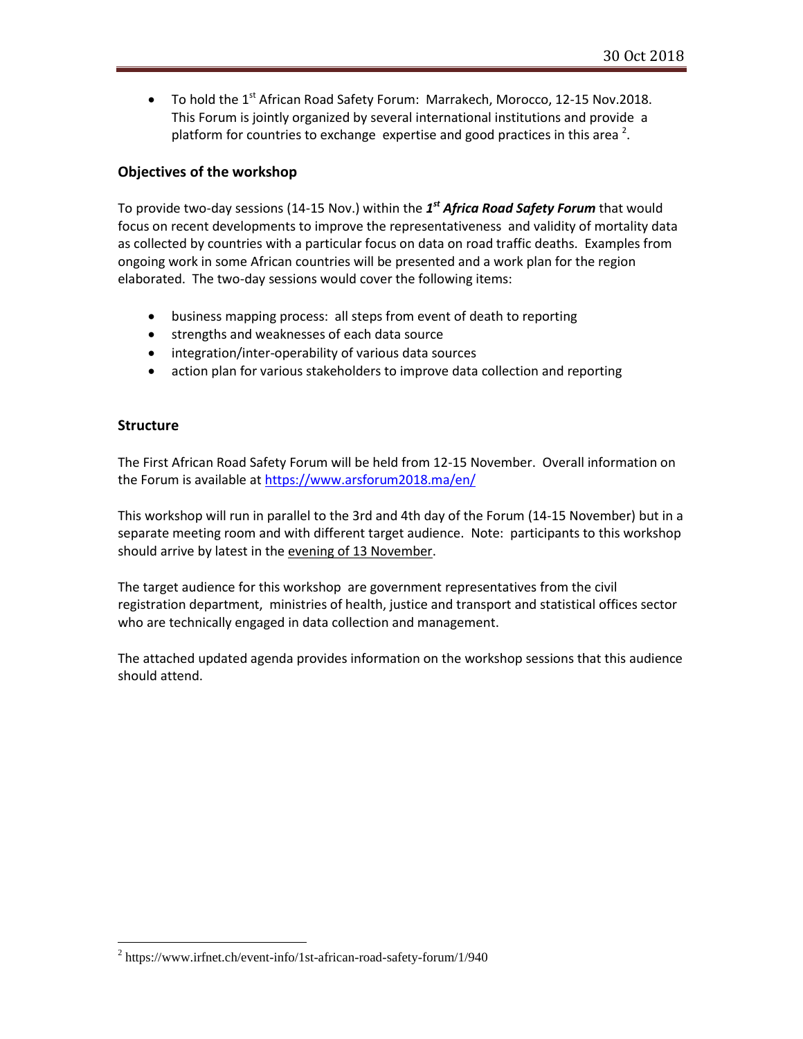- To hold the 1st African Road Safety Forum: Marrakech, Morocco, 12-15 Nov.2018. This Forum is jointly organized by several international institutions and provide a platform for countries to exchange expertise and good practices in this area [2].

## Objectives of the workshop

To provide two-day sessions (14-15 Nov.) within the ***1st Africa Road Safety Forum*** that would focus on recent developments to improve the representativeness and validity of mortality data as collected by countries with a particular focus on data on road traffic deaths. Examples from ongoing work in some African countries will be presented and a work plan for the region elaborated. The two-day sessions would cover the following items:

- business mapping process: all steps from event of death to reporting
- strengths and weaknesses of each data source
- integration/inter-operability of various data sources
- action plan for various stakeholders to improve data collection and reporting

## Structure

The First African Road Safety Forum will be held from 12-15 November. Overall information on the Forum is available at https://www.arsforum2018.ma/en/

This workshop will run in parallel to the 3rd and 4th day of the Forum (14-15 November) but in a separate meeting room and with different target audience. Note: participants to this workshop should arrive by latest in the evening of 13 November.

The target audience for this workshop are government representatives from the civil registration department, ministries of health, justice and transport and statistical offices sector who are technically engaged in data collection and management.

The attached updated agenda provides information on the workshop sessions that this audience should attend.

---

[2] https://www.irfnet.ch/event-info/1st-african-road-safety-forum/1/940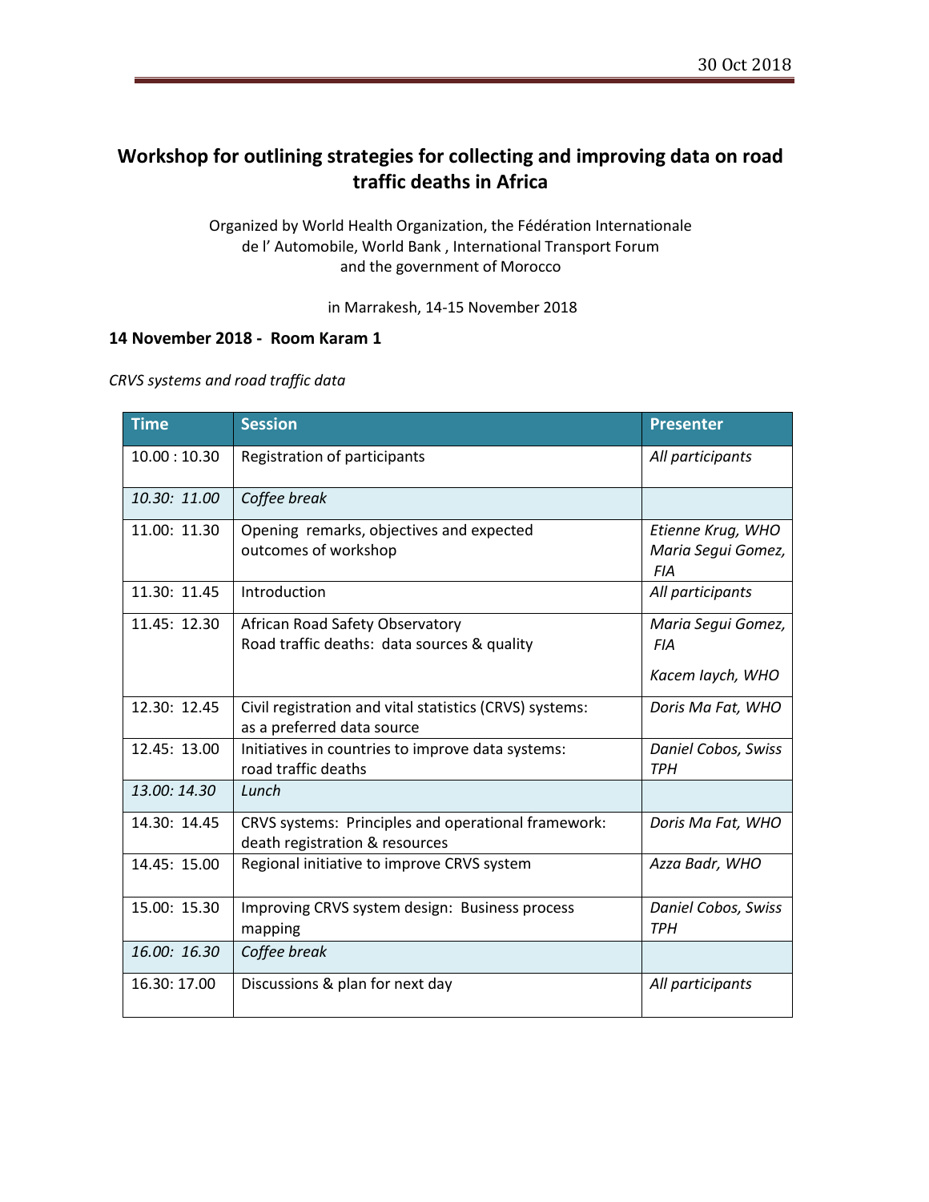# Workshop for outlining strategies for collecting and improving data on road traffic deaths in Africa

Organized by World Health Organization, the Fédération Internationale de l' Automobile, World Bank , International Transport Forum and the government of Morocco

in Marrakesh, 14-15 November 2018

**14 November 2018 - Room Karam 1**

*CRVS systems and road traffic data*

| Time | Session | Presenter |
|---|---|---|
| 10.00 : 10.30 | Registration of participants | *All participants* |
| *10.30: 11.00* | *Coffee break* | |
| 11.00: 11.30 | Opening remarks, objectives and expected outcomes of workshop | *Etienne Krug, WHO*<br>*Maria Segui Gomez, FIA* |
| 11.30: 11.45 | Introduction | *All participants* |
| 11.45: 12.30 | African Road Safety Observatory<br>Road traffic deaths: data sources & quality | *Maria Segui Gomez, FIA*<br><br>*Kacem Iaych, WHO* |
| 12.30: 12.45 | Civil registration and vital statistics (CRVS) systems: as a preferred data source | *Doris Ma Fat, WHO* |
| 12.45: 13.00 | Initiatives in countries to improve data systems: road traffic deaths | *Daniel Cobos, Swiss TPH* |
| *13.00: 14.30* | *Lunch* | |
| 14.30: 14.45 | CRVS systems: Principles and operational framework: death registration & resources | *Doris Ma Fat, WHO* |
| 14.45: 15.00 | Regional initiative to improve CRVS system | *Azza Badr, WHO* |
| 15.00: 15.30 | Improving CRVS system design: Business process mapping | *Daniel Cobos, Swiss TPH* |
| *16.00: 16.30* | *Coffee break* | |
| 16.30: 17.00 | Discussions & plan for next day | *All participants* |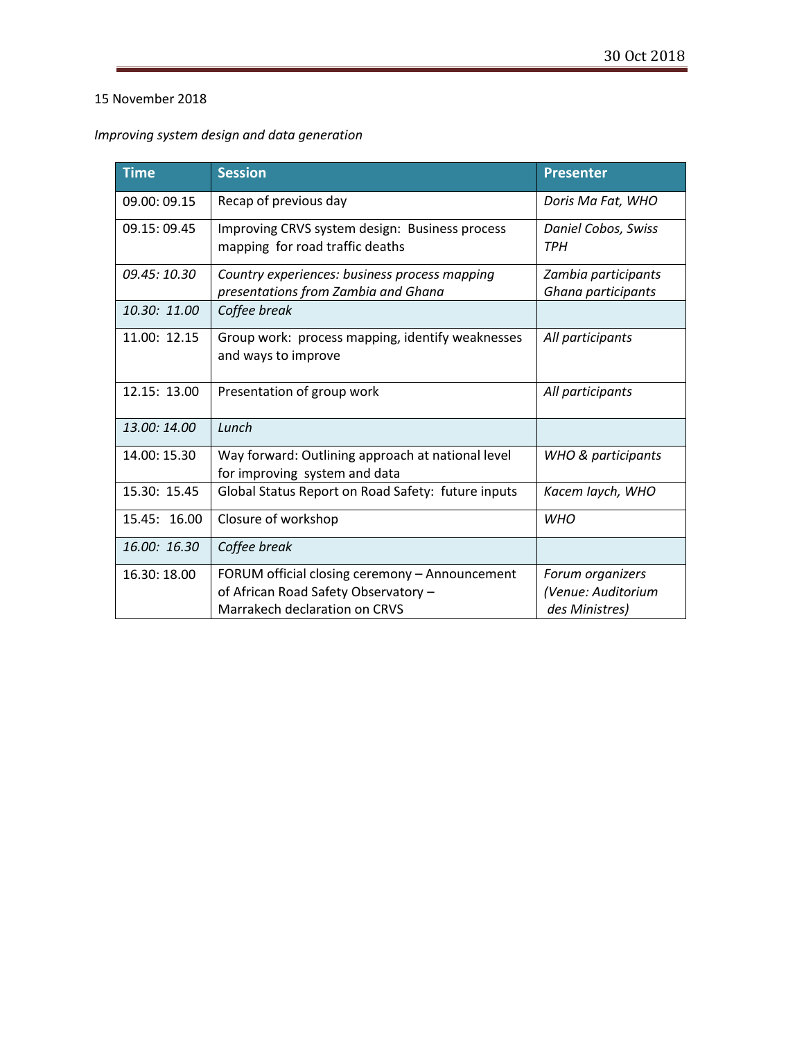15 November 2018

*Improving system design and data generation*

| Time | Session | Presenter |
|---|---|---|
| 09.00: 09.15 | Recap of previous day | *Doris Ma Fat, WHO* |
| 09.15: 09.45 | Improving CRVS system design: Business process mapping for road traffic deaths | *Daniel Cobos, Swiss TPH* |
| *09.45: 10.30* | *Country experiences: business process mapping presentations from Zambia and Ghana* | *Zambia participants Ghana participants* |
| *10.30: 11.00* | *Coffee break* | |
| 11.00: 12.15 | Group work: process mapping, identify weaknesses and ways to improve | *All participants* |
| 12.15: 13.00 | Presentation of group work | *All participants* |
| *13.00: 14.00* | *Lunch* | |
| 14.00: 15.30 | Way forward: Outlining approach at national level for improving system and data | *WHO & participants* |
| 15.30: 15.45 | Global Status Report on Road Safety: future inputs | *Kacem Iaych, WHO* |
| 15.45: 16.00 | Closure of workshop | *WHO* |
| *16.00: 16.30* | *Coffee break* | |
| 16.30: 18.00 | FORUM official closing ceremony – Announcement of African Road Safety Observatory – Marrakech declaration on CRVS | *Forum organizers (Venue: Auditorium des Ministres)* |